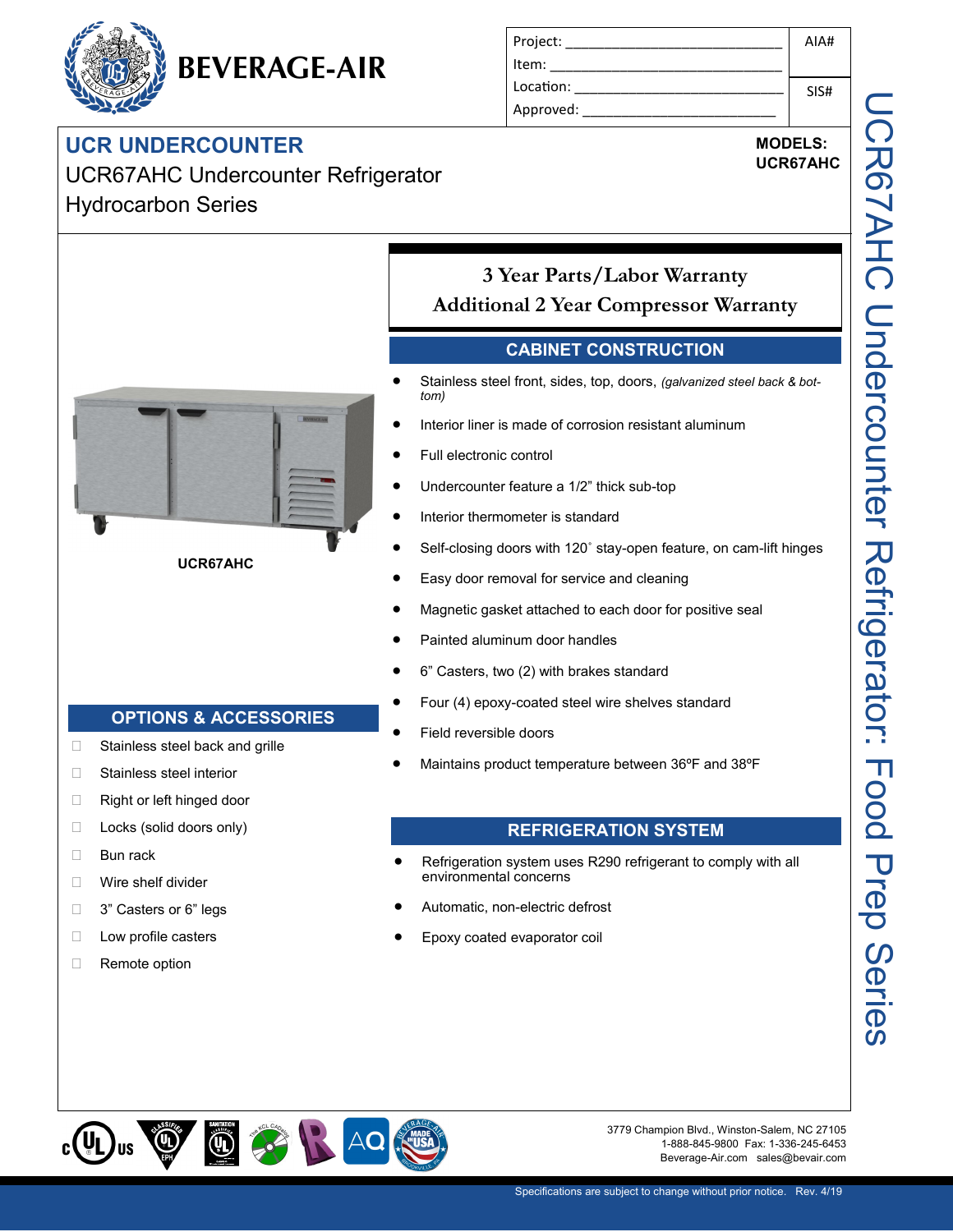# BEVERAGE-AIR

| Project: ______________________ | AIA# |
| --- | --- |
| Item: ______________________ | |
| Location: ______________________ | SIS# |
| Approved: ______________________ | |

## UCR UNDERCOUNTER

UCR67AHC Undercounter Refrigerator

Hydrocarbon Series

**MODELS:**
**UCR67AHC**

UCR67AHC Undercounter Refrigerator: Food Prep Series

**UCR67AHC**

### 3 Year Parts/Labor Warranty
### Additional 2 Year Compressor Warranty

## CABINET CONSTRUCTION

- Stainless steel front, sides, top, doors, *(galvanized steel back & bottom)*
- Interior liner is made of corrosion resistant aluminum
- Full electronic control
- Undercounter feature a 1/2" thick sub-top
- Interior thermometer is standard
- Self-closing doors with 120˚ stay-open feature, on cam-lift hinges
- Easy door removal for service and cleaning
- Magnetic gasket attached to each door for positive seal
- Painted aluminum door handles
- 6" Casters, two (2) with brakes standard
- Four (4) epoxy-coated steel wire shelves standard
- Field reversible doors
- Maintains product temperature between 36ºF and 38ºF

## OPTIONS & ACCESSORIES

- ☐ Stainless steel back and grille
- ☐ Stainless steel interior
- ☐ Right or left hinged door
- ☐ Locks (solid doors only)
- ☐ Bun rack
- ☐ Wire shelf divider
- ☐ 3" Casters or 6" legs
- ☐ Low profile casters
- ☐ Remote option

## REFRIGERATION SYSTEM

- Refrigeration system uses R290 refrigerant to comply with all environmental concerns
- Automatic, non-electric defrost
- Epoxy coated evaporator coil

3779 Champion Blvd., Winston-Salem, NC 27105
1-888-845-9800 Fax: 1-336-245-6453
Beverage-Air.com sales@bevair.com

Specifications are subject to change without prior notice. Rev. 4/19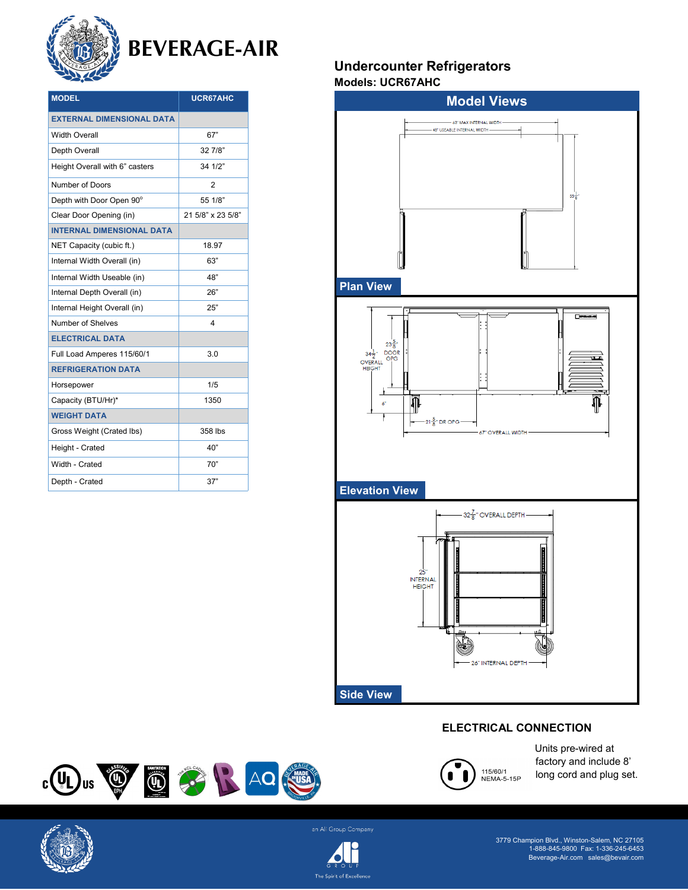# BEVERAGE-AIR

## Undercounter Refrigerators
**Models: UCR67AHC**

| MODEL | UCR67AHC |
|---|---|
| **EXTERNAL DIMENSIONAL DATA** | |
| Width Overall | 67" |
| Depth Overall | 32 7/8" |
| Height Overall with 6" casters | 34 1/2" |
| Number of Doors | 2 |
| Depth with Door Open 90° | 55 1/8" |
| Clear Door Opening (in) | 21 5/8" x 23 5/8" |
| **INTERNAL DIMENSIONAL DATA** | |
| NET Capacity (cubic ft.) | 18.97 |
| Internal Width Overall (in) | 63" |
| Internal Width Useable (in) | 48" |
| Internal Depth Overall (in) | 26" |
| Internal Height Overall (in) | 25" |
| Number of Shelves | 4 |
| **ELECTRICAL DATA** | |
| Full Load Ampers 115/60/1 | 3.0 |
| **REFRIGERATION DATA** | |
| Horsepower | 1/5 |
| Capacity (BTU/Hr)* | 1350 |
| **WEIGHT DATA** | |
| Gross Weight (Crated lbs) | 358 lbs |
| Height - Crated | 40" |
| Width - Crated | 70" |
| Depth - Crated | 37" |

## Model Views

63" MAX INTERNAL WIDTH
48" USEABLE INTERNAL WIDTH
55 1/8"

**Plan View**

34 1/2" OVERALL HEIGHT
23 5/8" DOOR OPG
6"
21 5/8" DR OPG
67" OVERALL WIDTH

**Elevation View**

32 7/8" OVERALL DEPTH
25" INTERNAL HEIGHT
26" INTERNAL DEPTH

**Side View**

## ELECTRICAL CONNECTION

115/60/1
NEMA-5-15P

Units pre-wired at factory and include 8' long cord and plug set.

an Ali Group Company
The Spirit of Excellence

3779 Champion Blvd., Winston-Salem, NC 27105
1-888-845-9800 Fax: 1-336-245-6453
Beverage-Air.com sales@bevair.com